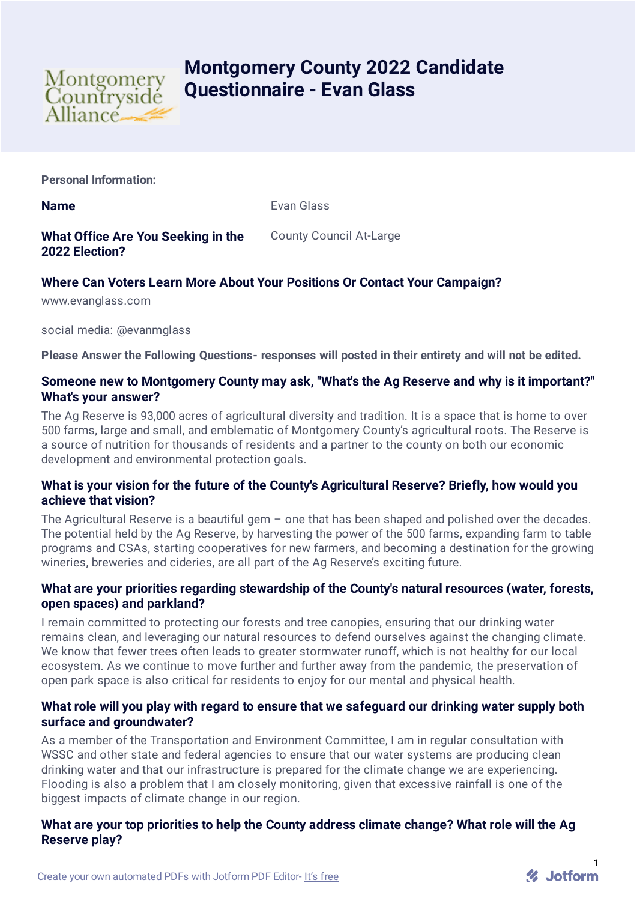# Montgomery County 2022 Candidate Questionnaire - Evan Glass

**Personal Information:**

| | |
|---|---|
| **Name** | Evan Glass |
| **What Office Are You Seeking in the 2022 Election?** | County Council At-Large |

### Where Can Voters Learn More About Your Positions Or Contact Your Campaign?

www.evanglass.com

social media: @evanmglass

**Please Answer the Following Questions- responses will posted in their entirety and will not be edited.**

### Someone new to Montgomery County may ask, "What's the Ag Reserve and why is it important?" What's your answer?

The Ag Reserve is 93,000 acres of agricultural diversity and tradition. It is a space that is home to over 500 farms, large and small, and emblematic of Montgomery County's agricultural roots. The Reserve is a source of nutrition for thousands of residents and a partner to the county on both our economic development and environmental protection goals.

### What is your vision for the future of the County's Agricultural Reserve? Briefly, how would you achieve that vision?

The Agricultural Reserve is a beautiful gem – one that has been shaped and polished over the decades. The potential held by the Ag Reserve, by harvesting the power of the 500 farms, expanding farm to table programs and CSAs, starting cooperatives for new farmers, and becoming a destination for the growing wineries, breweries and cideries, are all part of the Ag Reserve's exciting future.

### What are your priorities regarding stewardship of the County's natural resources (water, forests, open spaces) and parkland?

I remain committed to protecting our forests and tree canopies, ensuring that our drinking water remains clean, and leveraging our natural resources to defend ourselves against the changing climate. We know that fewer trees often leads to greater stormwater runoff, which is not healthy for our local ecosystem. As we continue to move further and further away from the pandemic, the preservation of open park space is also critical for residents to enjoy for our mental and physical health.

### What role will you play with regard to ensure that we safeguard our drinking water supply both surface and groundwater?

As a member of the Transportation and Environment Committee, I am in regular consultation with WSSC and other state and federal agencies to ensure that our water systems are producing clean drinking water and that our infrastructure is prepared for the climate change we are experiencing. Flooding is also a problem that I am closely monitoring, given that excessive rainfall is one of the biggest impacts of climate change in our region.

### What are your top priorities to help the County address climate change? What role will the Ag Reserve play?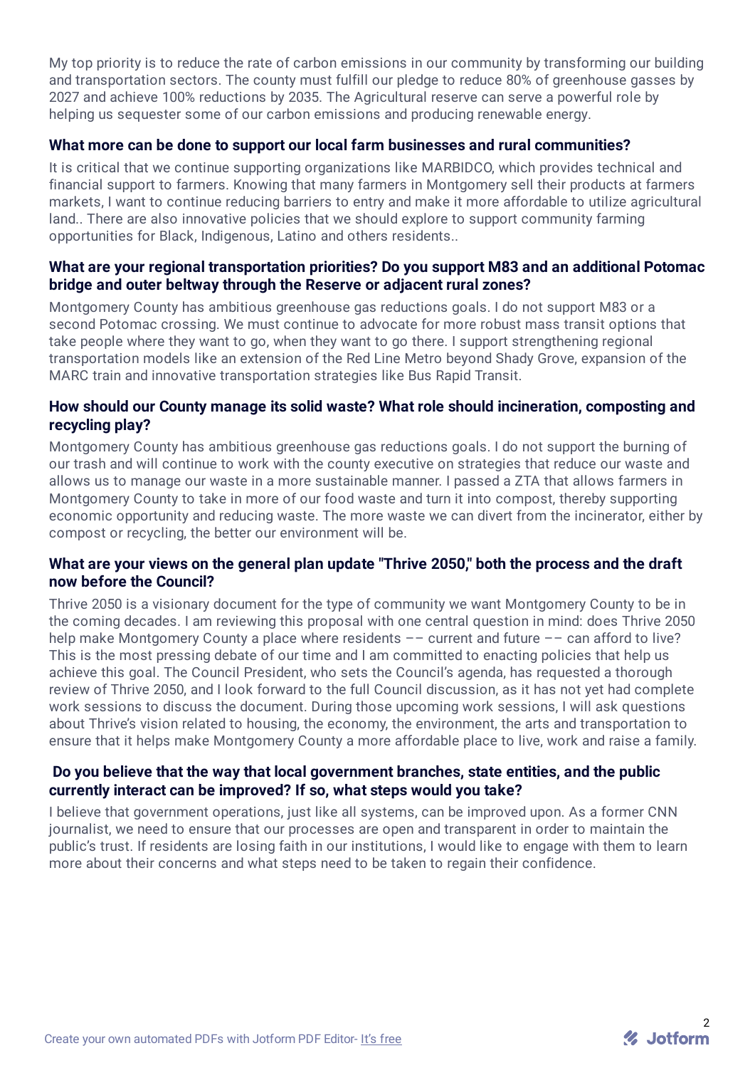My top priority is to reduce the rate of carbon emissions in our community by transforming our building and transportation sectors. The county must fulfill our pledge to reduce 80% of greenhouse gasses by 2027 and achieve 100% reductions by 2035. The Agricultural reserve can serve a powerful role by helping us sequester some of our carbon emissions and producing renewable energy.

**What more can be done to support our local farm businesses and rural communities?**

It is critical that we continue supporting organizations like MARBIDCO, which provides technical and financial support to farmers. Knowing that many farmers in Montgomery sell their products at farmers markets, I want to continue reducing barriers to entry and make it more affordable to utilize agricultural land.. There are also innovative policies that we should explore to support community farming opportunities for Black, Indigenous, Latino and others residents..

**What are your regional transportation priorities? Do you support M83 and an additional Potomac bridge and outer beltway through the Reserve or adjacent rural zones?**

Montgomery County has ambitious greenhouse gas reductions goals. I do not support M83 or a second Potomac crossing. We must continue to advocate for more robust mass transit options that take people where they want to go, when they want to go there. I support strengthening regional transportation models like an extension of the Red Line Metro beyond Shady Grove, expansion of the MARC train and innovative transportation strategies like Bus Rapid Transit.

**How should our County manage its solid waste? What role should incineration, composting and recycling play?**

Montgomery County has ambitious greenhouse gas reductions goals. I do not support the burning of our trash and will continue to work with the county executive on strategies that reduce our waste and allows us to manage our waste in a more sustainable manner. I passed a ZTA that allows farmers in Montgomery County to take in more of our food waste and turn it into compost, thereby supporting economic opportunity and reducing waste. The more waste we can divert from the incinerator, either by compost or recycling, the better our environment will be.

**What are your views on the general plan update "Thrive 2050," both the process and the draft now before the Council?**

Thrive 2050 is a visionary document for the type of community we want Montgomery County to be in the coming decades. I am reviewing this proposal with one central question in mind: does Thrive 2050 help make Montgomery County a place where residents –– current and future –– can afford to live? This is the most pressing debate of our time and I am committed to enacting policies that help us achieve this goal. The Council President, who sets the Council's agenda, has requested a thorough review of Thrive 2050, and I look forward to the full Council discussion, as it has not yet had complete work sessions to discuss the document. During those upcoming work sessions, I will ask questions about Thrive's vision related to housing, the economy, the environment, the arts and transportation to ensure that it helps make Montgomery County a more affordable place to live, work and raise a family.

**Do you believe that the way that local government branches, state entities, and the public currently interact can be improved? If so, what steps would you take?**

I believe that government operations, just like all systems, can be improved upon. As a former CNN journalist, we need to ensure that our processes are open and transparent in order to maintain the public's trust. If residents are losing faith in our institutions, I would like to engage with them to learn more about their concerns and what steps need to be taken to regain their confidence.